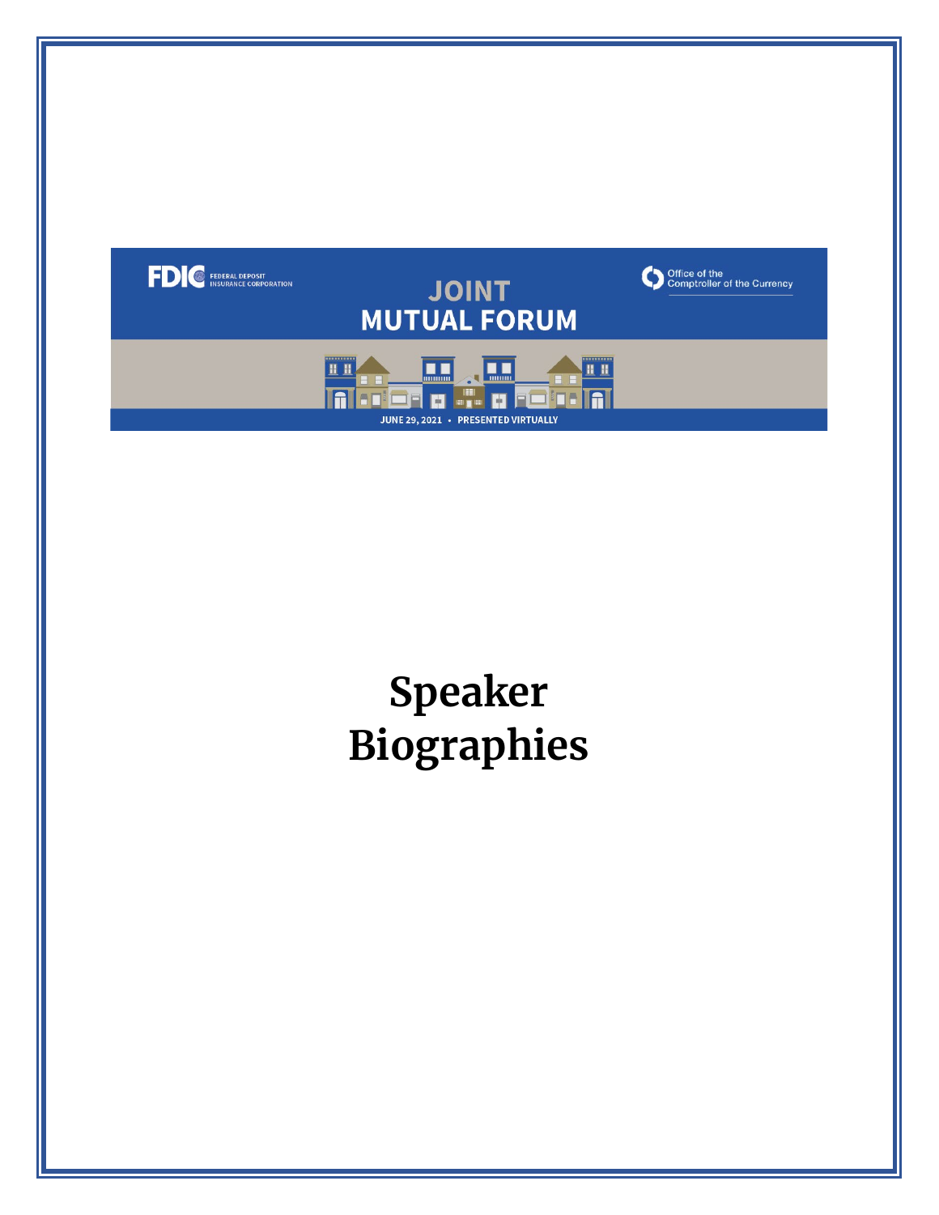FDIC FEDERAL DEPOSIT INSURANCE CORPORATION

# JOINT MUTUAL FORUM

Office of the Comptroller of the Currency

JUNE 29, 2021 • PRESENTED VIRTUALLY

# Speaker Biographies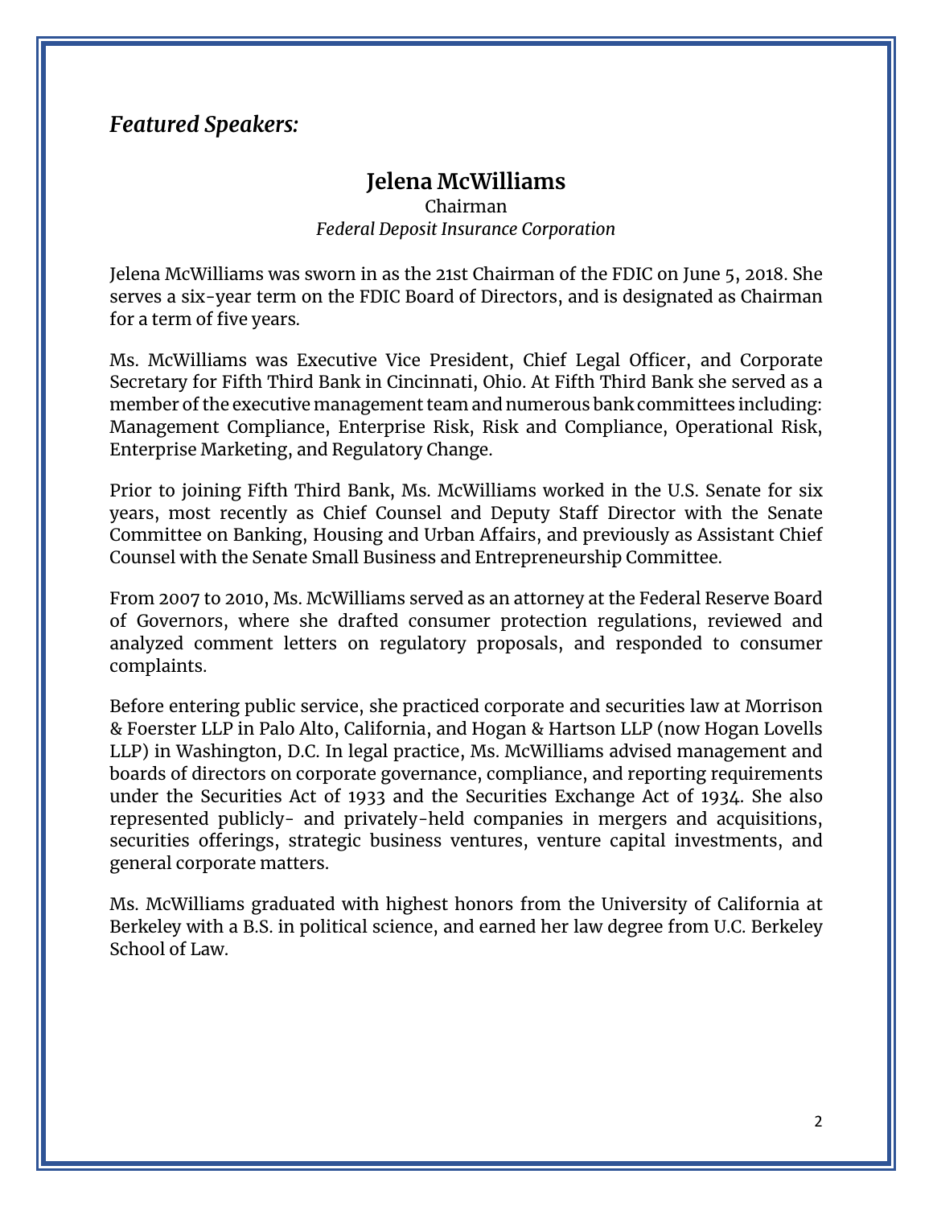### *Featured Speakers:*

## Jelena McWilliams

Chairman
*Federal Deposit Insurance Corporation*

Jelena McWilliams was sworn in as the 21st Chairman of the FDIC on June 5, 2018. She serves a six-year term on the FDIC Board of Directors, and is designated as Chairman for a term of five years.

Ms. McWilliams was Executive Vice President, Chief Legal Officer, and Corporate Secretary for Fifth Third Bank in Cincinnati, Ohio. At Fifth Third Bank she served as a member of the executive management team and numerous bank committees including: Management Compliance, Enterprise Risk, Risk and Compliance, Operational Risk, Enterprise Marketing, and Regulatory Change.

Prior to joining Fifth Third Bank, Ms. McWilliams worked in the U.S. Senate for six years, most recently as Chief Counsel and Deputy Staff Director with the Senate Committee on Banking, Housing and Urban Affairs, and previously as Assistant Chief Counsel with the Senate Small Business and Entrepreneurship Committee.

From 2007 to 2010, Ms. McWilliams served as an attorney at the Federal Reserve Board of Governors, where she drafted consumer protection regulations, reviewed and analyzed comment letters on regulatory proposals, and responded to consumer complaints.

Before entering public service, she practiced corporate and securities law at Morrison & Foerster LLP in Palo Alto, California, and Hogan & Hartson LLP (now Hogan Lovells LLP) in Washington, D.C. In legal practice, Ms. McWilliams advised management and boards of directors on corporate governance, compliance, and reporting requirements under the Securities Act of 1933 and the Securities Exchange Act of 1934. She also represented publicly- and privately-held companies in mergers and acquisitions, securities offerings, strategic business ventures, venture capital investments, and general corporate matters.

Ms. McWilliams graduated with highest honors from the University of California at Berkeley with a B.S. in political science, and earned her law degree from U.C. Berkeley School of Law.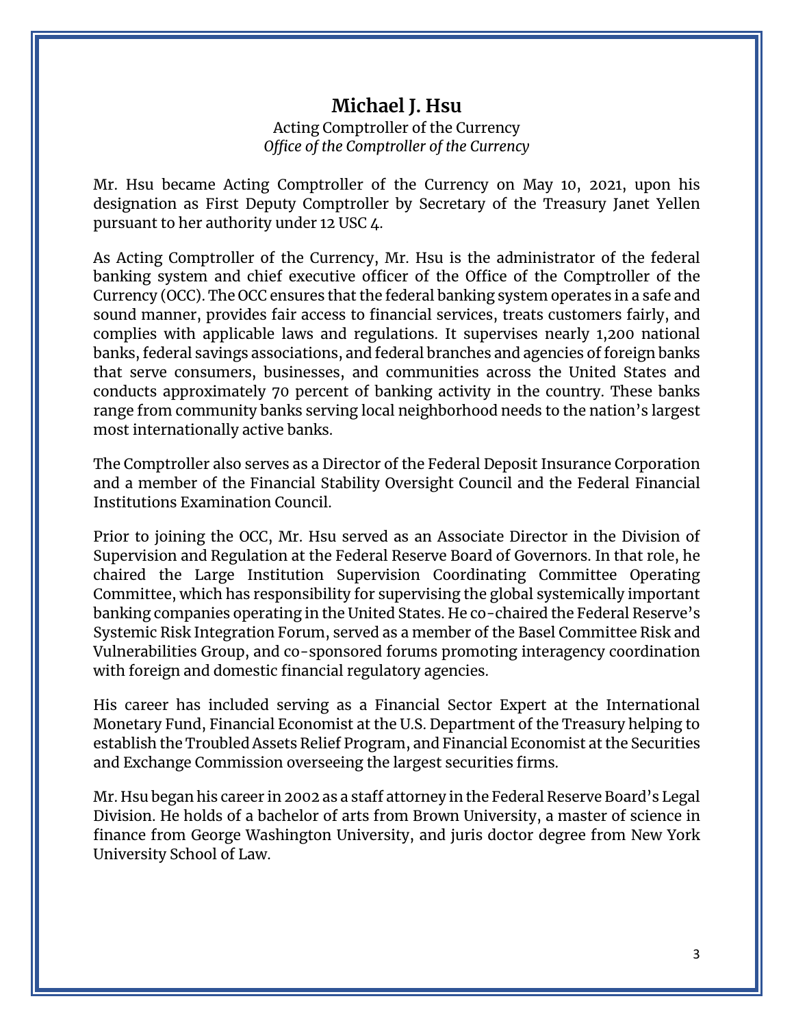## Michael J. Hsu

Acting Comptroller of the Currency
*Office of the Comptroller of the Currency*

Mr. Hsu became Acting Comptroller of the Currency on May 10, 2021, upon his designation as First Deputy Comptroller by Secretary of the Treasury Janet Yellen pursuant to her authority under 12 USC 4.

As Acting Comptroller of the Currency, Mr. Hsu is the administrator of the federal banking system and chief executive officer of the Office of the Comptroller of the Currency (OCC). The OCC ensures that the federal banking system operates in a safe and sound manner, provides fair access to financial services, treats customers fairly, and complies with applicable laws and regulations. It supervises nearly 1,200 national banks, federal savings associations, and federal branches and agencies of foreign banks that serve consumers, businesses, and communities across the United States and conducts approximately 70 percent of banking activity in the country. These banks range from community banks serving local neighborhood needs to the nation's largest most internationally active banks.

The Comptroller also serves as a Director of the Federal Deposit Insurance Corporation and a member of the Financial Stability Oversight Council and the Federal Financial Institutions Examination Council.

Prior to joining the OCC, Mr. Hsu served as an Associate Director in the Division of Supervision and Regulation at the Federal Reserve Board of Governors. In that role, he chaired the Large Institution Supervision Coordinating Committee Operating Committee, which has responsibility for supervising the global systemically important banking companies operating in the United States. He co-chaired the Federal Reserve's Systemic Risk Integration Forum, served as a member of the Basel Committee Risk and Vulnerabilities Group, and co-sponsored forums promoting interagency coordination with foreign and domestic financial regulatory agencies.

His career has included serving as a Financial Sector Expert at the International Monetary Fund, Financial Economist at the U.S. Department of the Treasury helping to establish the Troubled Assets Relief Program, and Financial Economist at the Securities and Exchange Commission overseeing the largest securities firms.

Mr. Hsu began his career in 2002 as a staff attorney in the Federal Reserve Board's Legal Division. He holds of a bachelor of arts from Brown University, a master of science in finance from George Washington University, and juris doctor degree from New York University School of Law.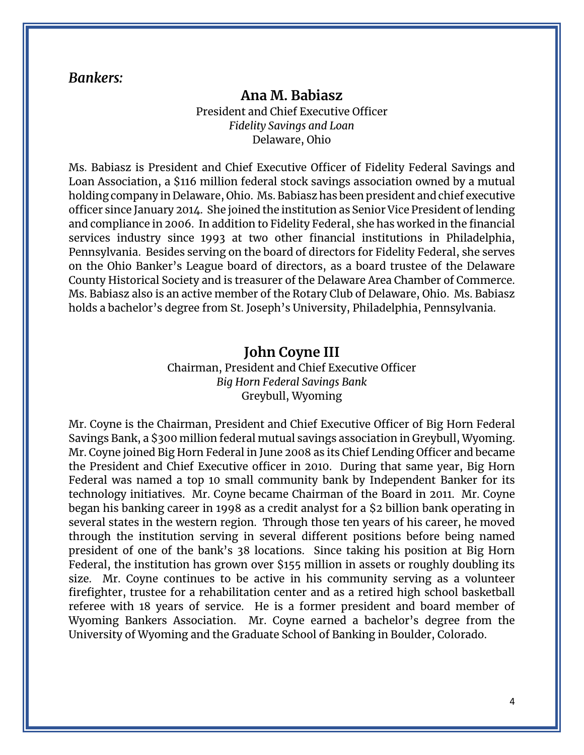*Bankers:*

### Ana M. Babiasz

President and Chief Executive Officer
*Fidelity Savings and Loan*
Delaware, Ohio

Ms. Babiasz is President and Chief Executive Officer of Fidelity Federal Savings and Loan Association, a $116 million federal stock savings association owned by a mutual holding company in Delaware, Ohio. Ms. Babiasz has been president and chief executive officer since January 2014. She joined the institution as Senior Vice President of lending and compliance in 2006. In addition to Fidelity Federal, she has worked in the financial services industry since 1993 at two other financial institutions in Philadelphia, Pennsylvania. Besides serving on the board of directors for Fidelity Federal, she serves on the Ohio Banker's League board of directors, as a board trustee of the Delaware County Historical Society and is treasurer of the Delaware Area Chamber of Commerce. Ms. Babiasz also is an active member of the Rotary Club of Delaware, Ohio. Ms. Babiasz holds a bachelor's degree from St. Joseph's University, Philadelphia, Pennsylvania.

### John Coyne III

Chairman, President and Chief Executive Officer
*Big Horn Federal Savings Bank*
Greybull, Wyoming

Mr. Coyne is the Chairman, President and Chief Executive Officer of Big Horn Federal Savings Bank, a $300 million federal mutual savings association in Greybull, Wyoming. Mr. Coyne joined Big Horn Federal in June 2008 as its Chief Lending Officer and became the President and Chief Executive officer in 2010. During that same year, Big Horn Federal was named a top 10 small community bank by Independent Banker for its technology initiatives. Mr. Coyne became Chairman of the Board in 2011. Mr. Coyne began his banking career in 1998 as a credit analyst for a $2 billion bank operating in several states in the western region. Through those ten years of his career, he moved through the institution serving in several different positions before being named president of one of the bank's 38 locations. Since taking his position at Big Horn Federal, the institution has grown over $155 million in assets or roughly doubling its size. Mr. Coyne continues to be active in his community serving as a volunteer firefighter, trustee for a rehabilitation center and as a retired high school basketball referee with 18 years of service. He is a former president and board member of Wyoming Bankers Association. Mr. Coyne earned a bachelor's degree from the University of Wyoming and the Graduate School of Banking in Boulder, Colorado.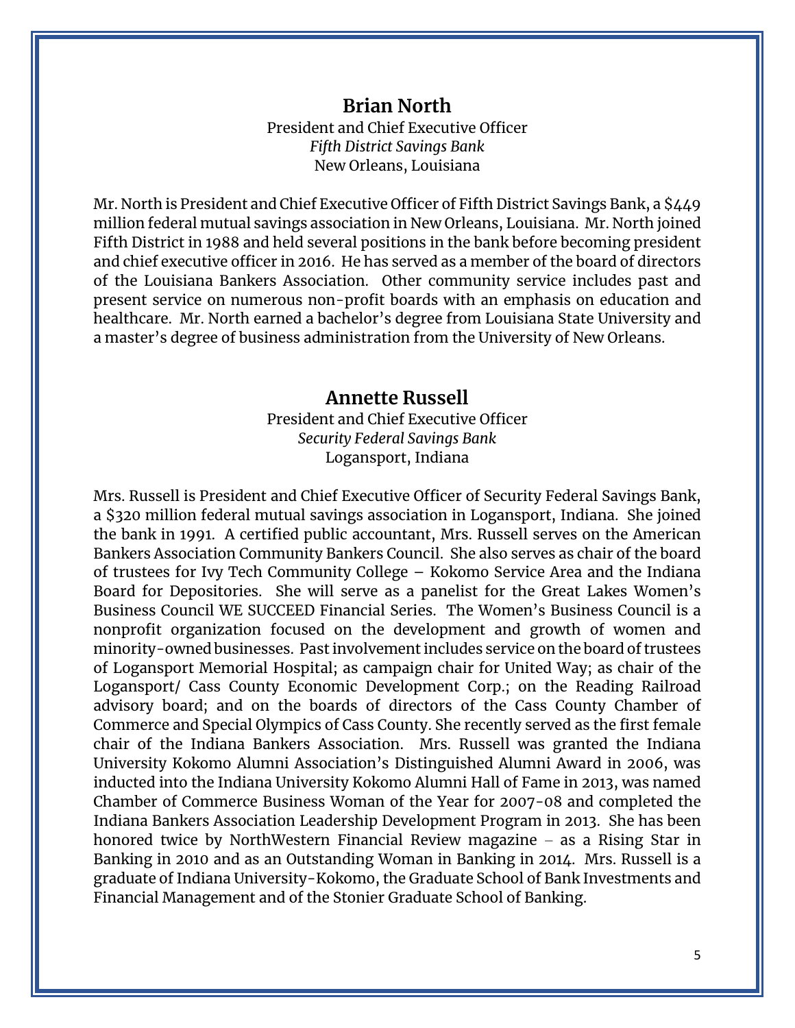## Brian North

President and Chief Executive Officer
*Fifth District Savings Bank*
New Orleans, Louisiana

Mr. North is President and Chief Executive Officer of Fifth District Savings Bank, a $449 million federal mutual savings association in New Orleans, Louisiana. Mr. North joined Fifth District in 1988 and held several positions in the bank before becoming president and chief executive officer in 2016. He has served as a member of the board of directors of the Louisiana Bankers Association. Other community service includes past and present service on numerous non-profit boards with an emphasis on education and healthcare. Mr. North earned a bachelor's degree from Louisiana State University and a master's degree of business administration from the University of New Orleans.

## Annette Russell

President and Chief Executive Officer
*Security Federal Savings Bank*
Logansport, Indiana

Mrs. Russell is President and Chief Executive Officer of Security Federal Savings Bank, a $320 million federal mutual savings association in Logansport, Indiana. She joined the bank in 1991. A certified public accountant, Mrs. Russell serves on the American Bankers Association Community Bankers Council. She also serves as chair of the board of trustees for Ivy Tech Community College – Kokomo Service Area and the Indiana Board for Depositories. She will serve as a panelist for the Great Lakes Women's Business Council WE SUCCEED Financial Series. The Women's Business Council is a nonprofit organization focused on the development and growth of women and minority-owned businesses. Past involvement includes service on the board of trustees of Logansport Memorial Hospital; as campaign chair for United Way; as chair of the Logansport/ Cass County Economic Development Corp.; on the Reading Railroad advisory board; and on the boards of directors of the Cass County Chamber of Commerce and Special Olympics of Cass County. She recently served as the first female chair of the Indiana Bankers Association. Mrs. Russell was granted the Indiana University Kokomo Alumni Association's Distinguished Alumni Award in 2006, was inducted into the Indiana University Kokomo Alumni Hall of Fame in 2013, was named Chamber of Commerce Business Woman of the Year for 2007-08 and completed the Indiana Bankers Association Leadership Development Program in 2013. She has been honored twice by NorthWestern Financial Review magazine – as a Rising Star in Banking in 2010 and as an Outstanding Woman in Banking in 2014. Mrs. Russell is a graduate of Indiana University-Kokomo, the Graduate School of Bank Investments and Financial Management and of the Stonier Graduate School of Banking.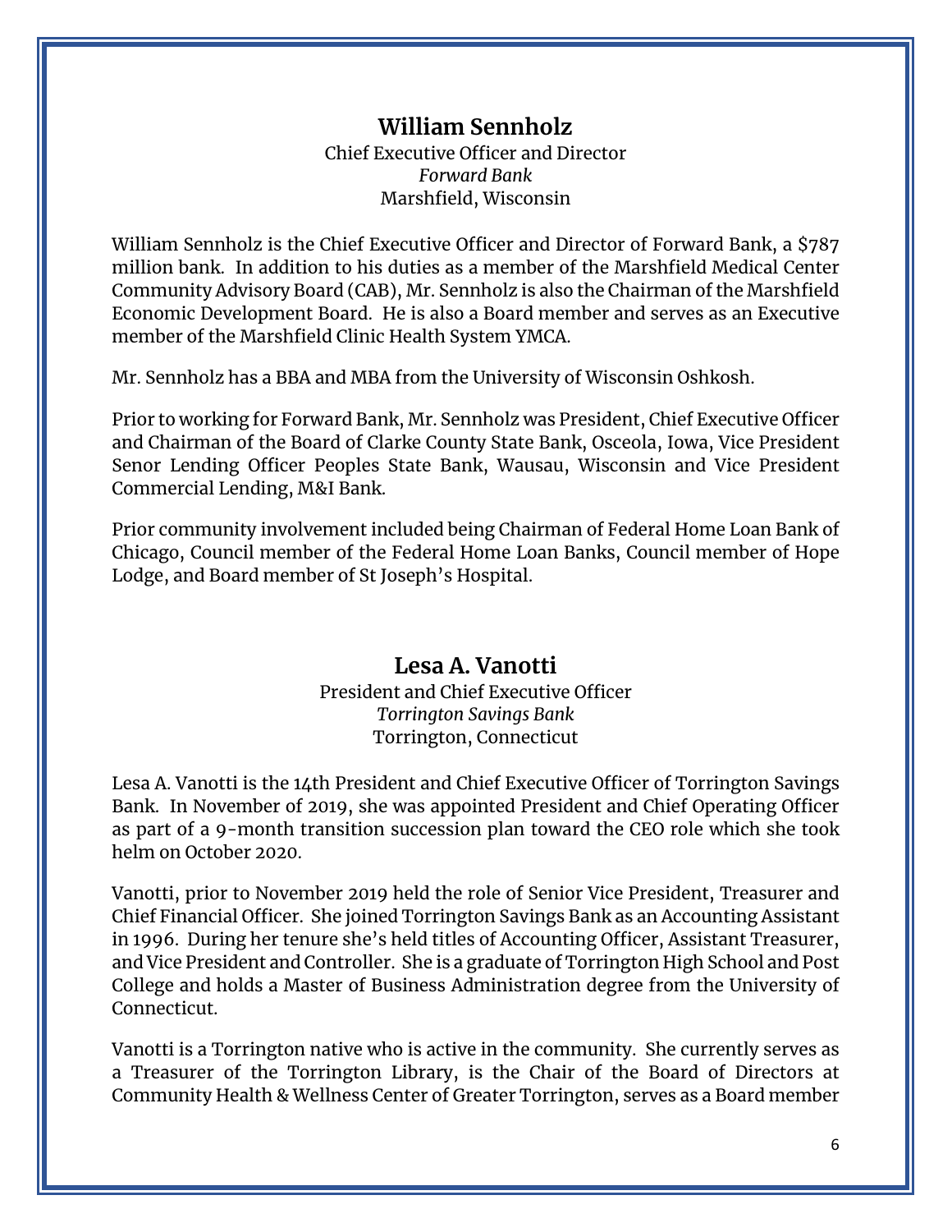## William Sennholz

Chief Executive Officer and Director
*Forward Bank*
Marshfield, Wisconsin

William Sennholz is the Chief Executive Officer and Director of Forward Bank, a $787 million bank. In addition to his duties as a member of the Marshfield Medical Center Community Advisory Board (CAB), Mr. Sennholz is also the Chairman of the Marshfield Economic Development Board. He is also a Board member and serves as an Executive member of the Marshfield Clinic Health System YMCA.

Mr. Sennholz has a BBA and MBA from the University of Wisconsin Oshkosh.

Prior to working for Forward Bank, Mr. Sennholz was President, Chief Executive Officer and Chairman of the Board of Clarke County State Bank, Osceola, Iowa, Vice President Senor Lending Officer Peoples State Bank, Wausau, Wisconsin and Vice President Commercial Lending, M&I Bank.

Prior community involvement included being Chairman of Federal Home Loan Bank of Chicago, Council member of the Federal Home Loan Banks, Council member of Hope Lodge, and Board member of St Joseph's Hospital.

## Lesa A. Vanotti

President and Chief Executive Officer
*Torrington Savings Bank*
Torrington, Connecticut

Lesa A. Vanotti is the 14th President and Chief Executive Officer of Torrington Savings Bank. In November of 2019, she was appointed President and Chief Operating Officer as part of a 9-month transition succession plan toward the CEO role which she took helm on October 2020.

Vanotti, prior to November 2019 held the role of Senior Vice President, Treasurer and Chief Financial Officer. She joined Torrington Savings Bank as an Accounting Assistant in 1996. During her tenure she's held titles of Accounting Officer, Assistant Treasurer, and Vice President and Controller. She is a graduate of Torrington High School and Post College and holds a Master of Business Administration degree from the University of Connecticut.

Vanotti is a Torrington native who is active in the community. She currently serves as a Treasurer of the Torrington Library, is the Chair of the Board of Directors at Community Health & Wellness Center of Greater Torrington, serves as a Board member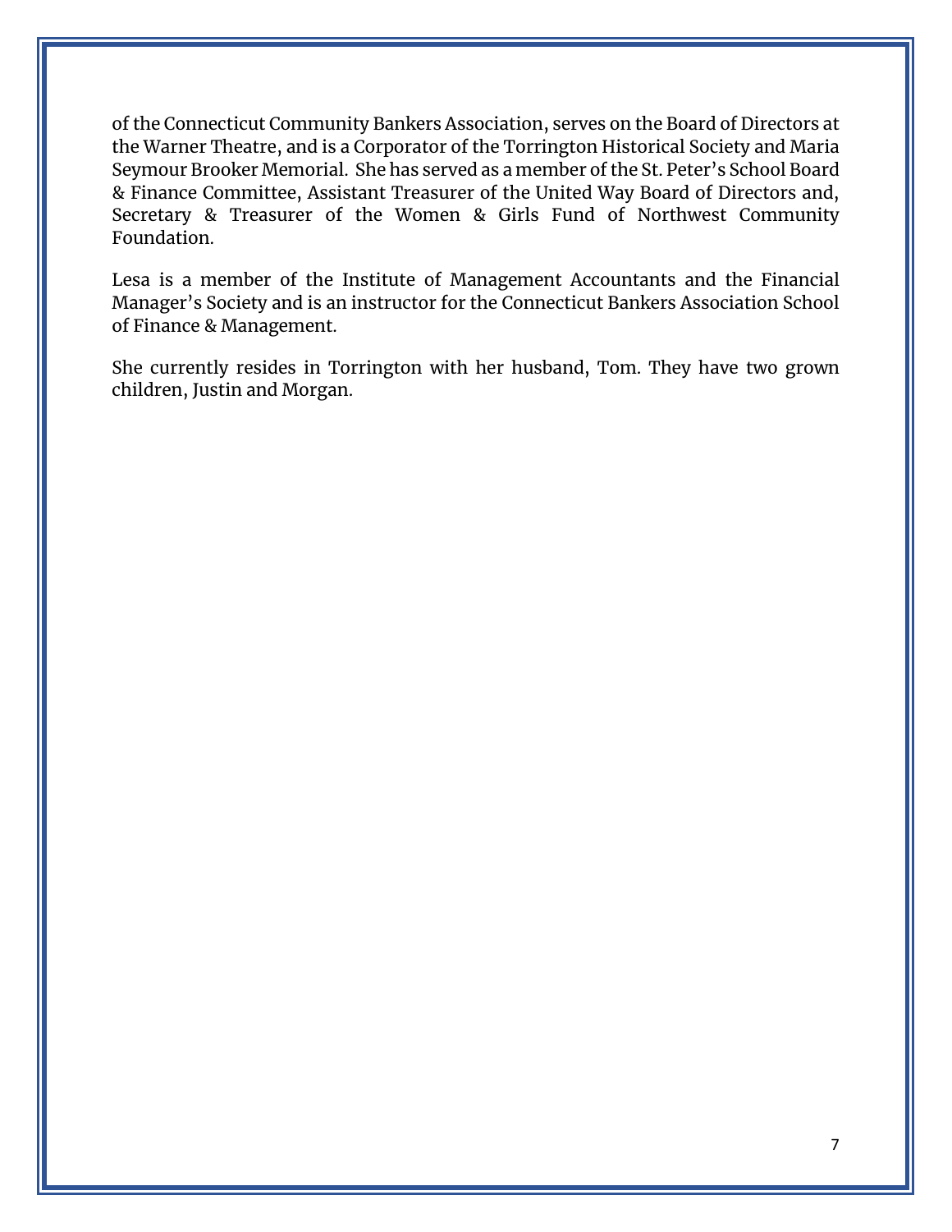of the Connecticut Community Bankers Association, serves on the Board of Directors at the Warner Theatre, and is a Corporator of the Torrington Historical Society and Maria Seymour Brooker Memorial. She has served as a member of the St. Peter's School Board & Finance Committee, Assistant Treasurer of the United Way Board of Directors and, Secretary & Treasurer of the Women & Girls Fund of Northwest Community Foundation.

Lesa is a member of the Institute of Management Accountants and the Financial Manager's Society and is an instructor for the Connecticut Bankers Association School of Finance & Management.

She currently resides in Torrington with her husband, Tom. They have two grown children, Justin and Morgan.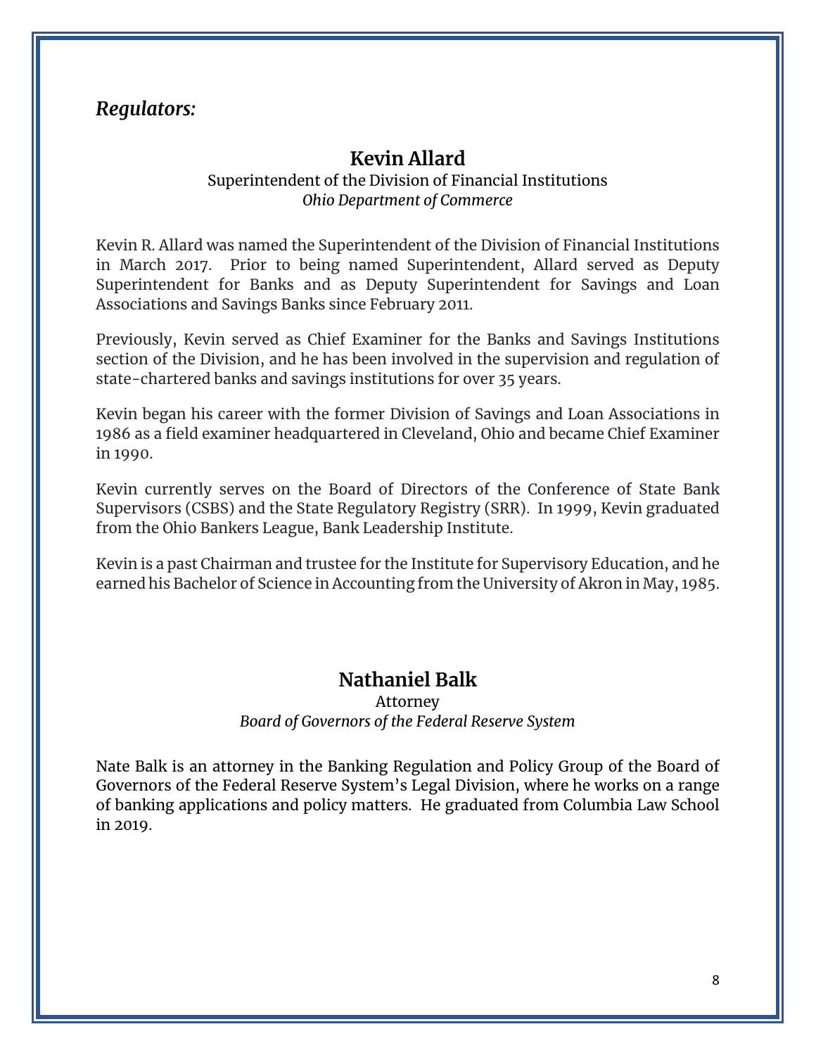## *Regulators:*

### Kevin Allard

Superintendent of the Division of Financial Institutions
*Ohio Department of Commerce*

Kevin R. Allard was named the Superintendent of the Division of Financial Institutions in March 2017. Prior to being named Superintendent, Allard served as Deputy Superintendent for Banks and as Deputy Superintendent for Savings and Loan Associations and Savings Banks since February 2011.

Previously, Kevin served as Chief Examiner for the Banks and Savings Institutions section of the Division, and he has been involved in the supervision and regulation of state-chartered banks and savings institutions for over 35 years.

Kevin began his career with the former Division of Savings and Loan Associations in 1986 as a field examiner headquartered in Cleveland, Ohio and became Chief Examiner in 1990.

Kevin currently serves on the Board of Directors of the Conference of State Bank Supervisors (CSBS) and the State Regulatory Registry (SRR). In 1999, Kevin graduated from the Ohio Bankers League, Bank Leadership Institute.

Kevin is a past Chairman and trustee for the Institute for Supervisory Education, and he earned his Bachelor of Science in Accounting from the University of Akron in May, 1985.

### Nathaniel Balk

Attorney
*Board of Governors of the Federal Reserve System*

Nate Balk is an attorney in the Banking Regulation and Policy Group of the Board of Governors of the Federal Reserve System's Legal Division, where he works on a range of banking applications and policy matters. He graduated from Columbia Law School in 2019.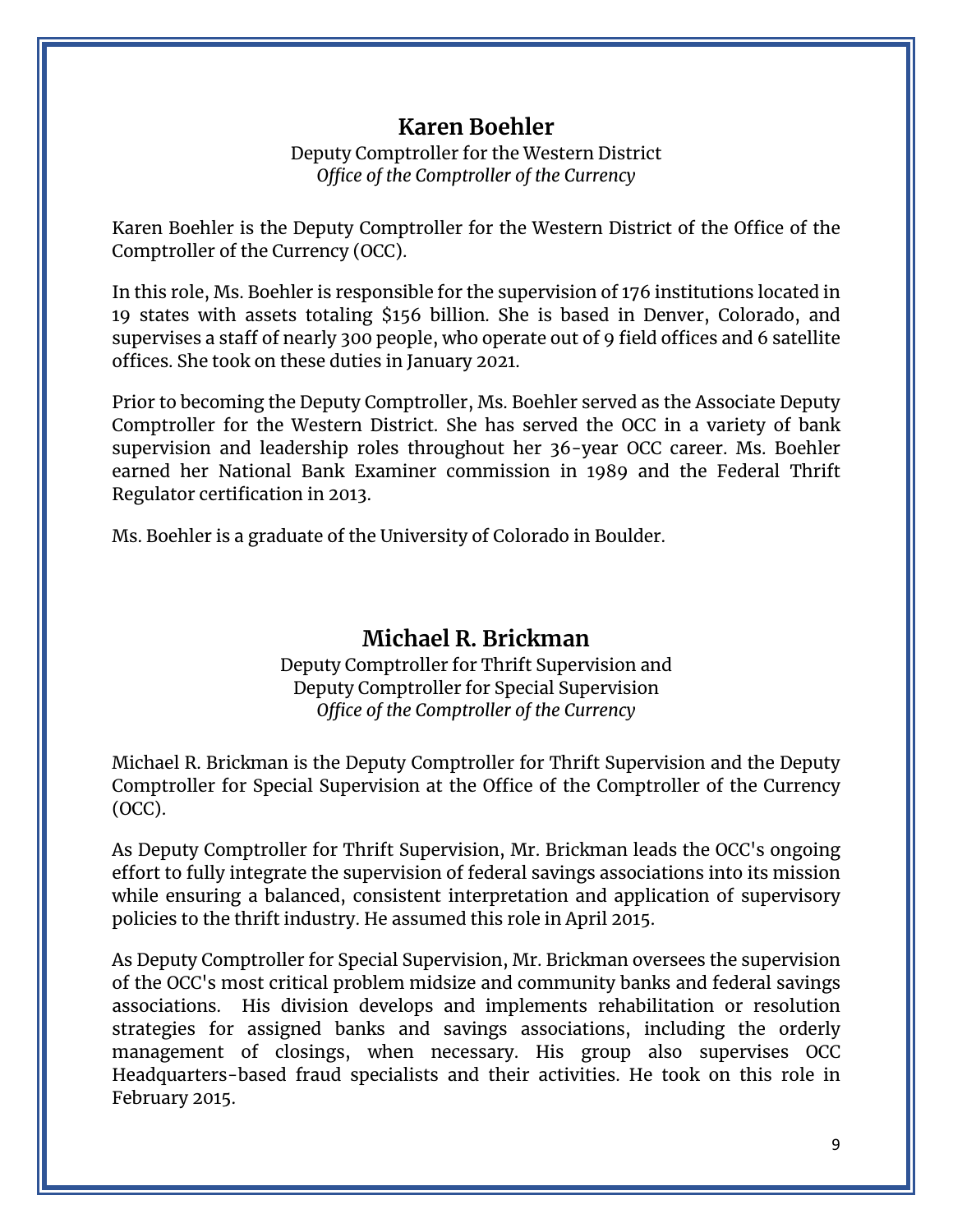## Karen Boehler

Deputy Comptroller for the Western District
*Office of the Comptroller of the Currency*

Karen Boehler is the Deputy Comptroller for the Western District of the Office of the Comptroller of the Currency (OCC).

In this role, Ms. Boehler is responsible for the supervision of 176 institutions located in 19 states with assets totaling $156 billion. She is based in Denver, Colorado, and supervises a staff of nearly 300 people, who operate out of 9 field offices and 6 satellite offices. She took on these duties in January 2021.

Prior to becoming the Deputy Comptroller, Ms. Boehler served as the Associate Deputy Comptroller for the Western District. She has served the OCC in a variety of bank supervision and leadership roles throughout her 36-year OCC career. Ms. Boehler earned her National Bank Examiner commission in 1989 and the Federal Thrift Regulator certification in 2013.

Ms. Boehler is a graduate of the University of Colorado in Boulder.

## Michael R. Brickman

Deputy Comptroller for Thrift Supervision and
Deputy Comptroller for Special Supervision
*Office of the Comptroller of the Currency*

Michael R. Brickman is the Deputy Comptroller for Thrift Supervision and the Deputy Comptroller for Special Supervision at the Office of the Comptroller of the Currency (OCC).

As Deputy Comptroller for Thrift Supervision, Mr. Brickman leads the OCC's ongoing effort to fully integrate the supervision of federal savings associations into its mission while ensuring a balanced, consistent interpretation and application of supervisory policies to the thrift industry. He assumed this role in April 2015.

As Deputy Comptroller for Special Supervision, Mr. Brickman oversees the supervision of the OCC's most critical problem midsize and community banks and federal savings associations. His division develops and implements rehabilitation or resolution strategies for assigned banks and savings associations, including the orderly management of closings, when necessary. His group also supervises OCC Headquarters-based fraud specialists and their activities. He took on this role in February 2015.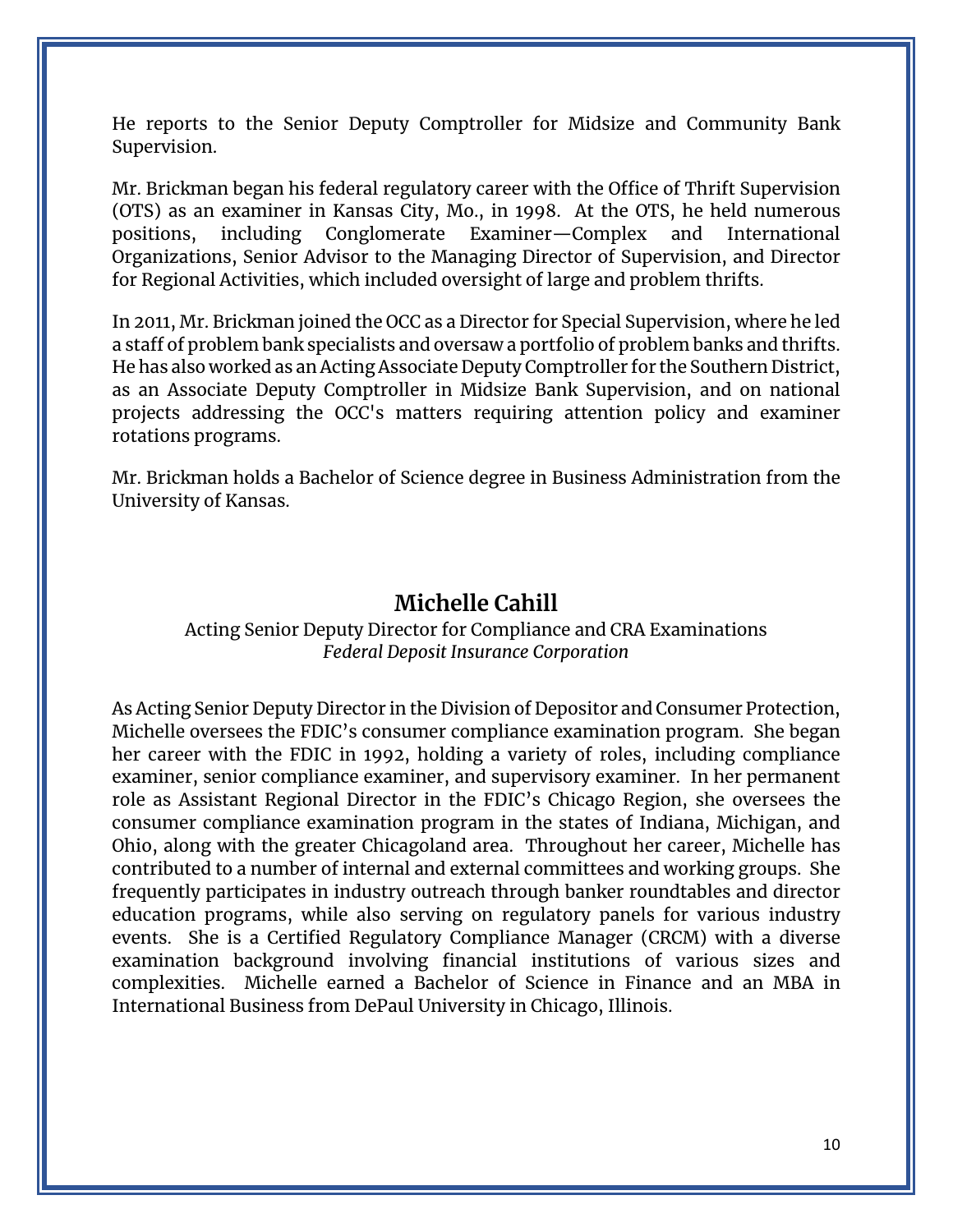He reports to the Senior Deputy Comptroller for Midsize and Community Bank Supervision.

Mr. Brickman began his federal regulatory career with the Office of Thrift Supervision (OTS) as an examiner in Kansas City, Mo., in 1998. At the OTS, he held numerous positions, including Conglomerate Examiner—Complex and International Organizations, Senior Advisor to the Managing Director of Supervision, and Director for Regional Activities, which included oversight of large and problem thrifts.

In 2011, Mr. Brickman joined the OCC as a Director for Special Supervision, where he led a staff of problem bank specialists and oversaw a portfolio of problem banks and thrifts. He has also worked as an Acting Associate Deputy Comptroller for the Southern District, as an Associate Deputy Comptroller in Midsize Bank Supervision, and on national projects addressing the OCC's matters requiring attention policy and examiner rotations programs.

Mr. Brickman holds a Bachelor of Science degree in Business Administration from the University of Kansas.

## Michelle Cahill

Acting Senior Deputy Director for Compliance and CRA Examinations
*Federal Deposit Insurance Corporation*

As Acting Senior Deputy Director in the Division of Depositor and Consumer Protection, Michelle oversees the FDIC's consumer compliance examination program. She began her career with the FDIC in 1992, holding a variety of roles, including compliance examiner, senior compliance examiner, and supervisory examiner. In her permanent role as Assistant Regional Director in the FDIC's Chicago Region, she oversees the consumer compliance examination program in the states of Indiana, Michigan, and Ohio, along with the greater Chicagoland area. Throughout her career, Michelle has contributed to a number of internal and external committees and working groups. She frequently participates in industry outreach through banker roundtables and director education programs, while also serving on regulatory panels for various industry events. She is a Certified Regulatory Compliance Manager (CRCM) with a diverse examination background involving financial institutions of various sizes and complexities. Michelle earned a Bachelor of Science in Finance and an MBA in International Business from DePaul University in Chicago, Illinois.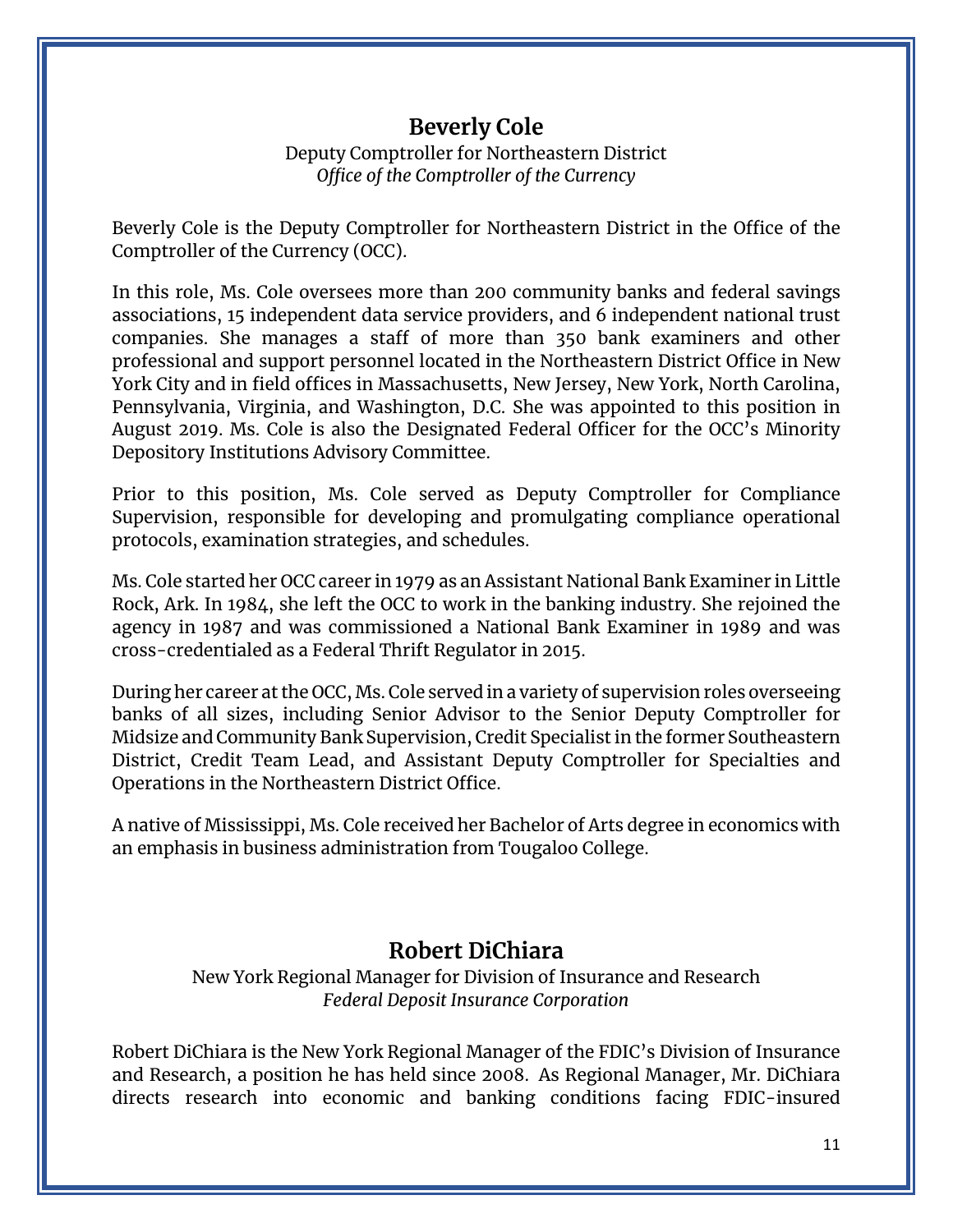## Beverly Cole

Deputy Comptroller for Northeastern District
*Office of the Comptroller of the Currency*

Beverly Cole is the Deputy Comptroller for Northeastern District in the Office of the Comptroller of the Currency (OCC).

In this role, Ms. Cole oversees more than 200 community banks and federal savings associations, 15 independent data service providers, and 6 independent national trust companies. She manages a staff of more than 350 bank examiners and other professional and support personnel located in the Northeastern District Office in New York City and in field offices in Massachusetts, New Jersey, New York, North Carolina, Pennsylvania, Virginia, and Washington, D.C. She was appointed to this position in August 2019. Ms. Cole is also the Designated Federal Officer for the OCC's Minority Depository Institutions Advisory Committee.

Prior to this position, Ms. Cole served as Deputy Comptroller for Compliance Supervision, responsible for developing and promulgating compliance operational protocols, examination strategies, and schedules.

Ms. Cole started her OCC career in 1979 as an Assistant National Bank Examiner in Little Rock, Ark. In 1984, she left the OCC to work in the banking industry. She rejoined the agency in 1987 and was commissioned a National Bank Examiner in 1989 and was cross-credentialed as a Federal Thrift Regulator in 2015.

During her career at the OCC, Ms. Cole served in a variety of supervision roles overseeing banks of all sizes, including Senior Advisor to the Senior Deputy Comptroller for Midsize and Community Bank Supervision, Credit Specialist in the former Southeastern District, Credit Team Lead, and Assistant Deputy Comptroller for Specialties and Operations in the Northeastern District Office.

A native of Mississippi, Ms. Cole received her Bachelor of Arts degree in economics with an emphasis in business administration from Tougaloo College.

## Robert DiChiara

New York Regional Manager for Division of Insurance and Research
*Federal Deposit Insurance Corporation*

Robert DiChiara is the New York Regional Manager of the FDIC's Division of Insurance and Research, a position he has held since 2008. As Regional Manager, Mr. DiChiara directs research into economic and banking conditions facing FDIC-insured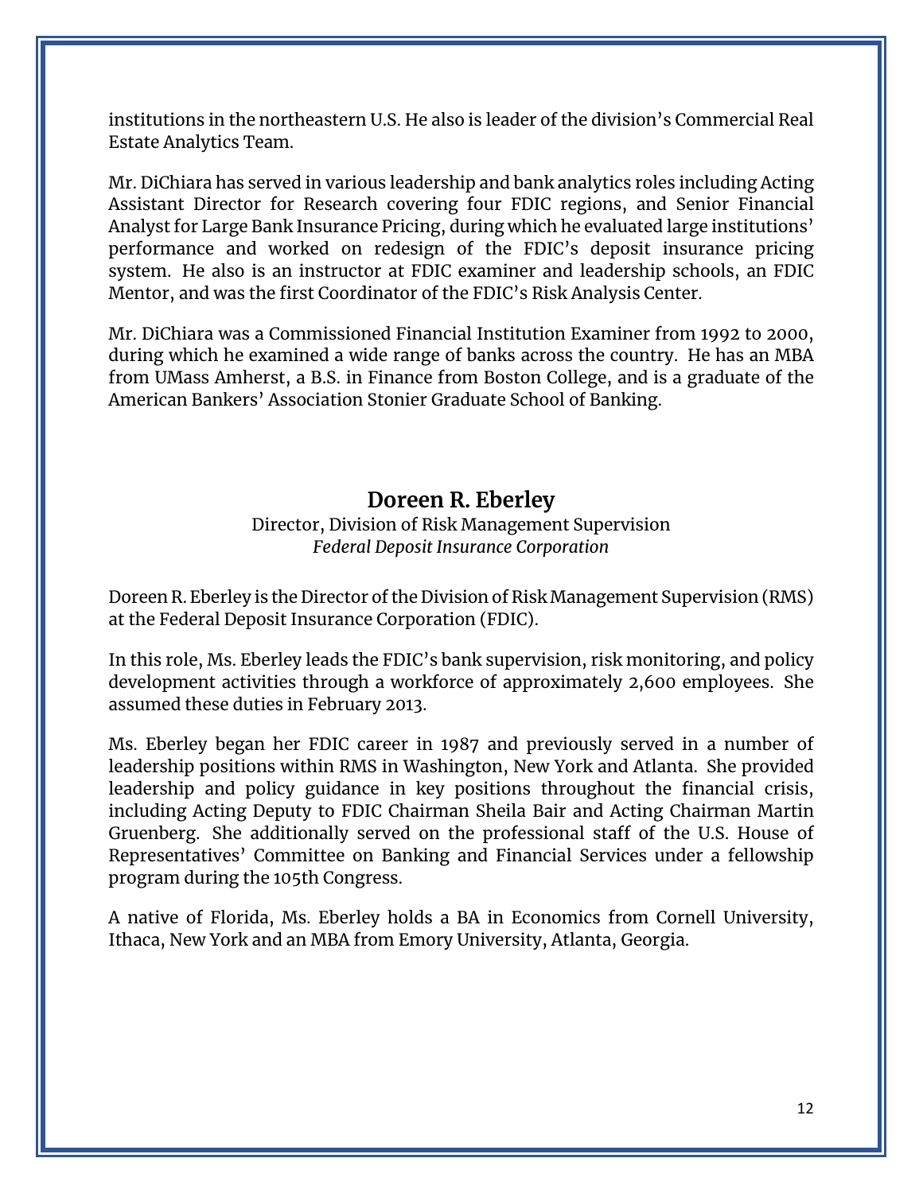institutions in the northeastern U.S. He also is leader of the division's Commercial Real Estate Analytics Team.

Mr. DiChiara has served in various leadership and bank analytics roles including Acting Assistant Director for Research covering four FDIC regions, and Senior Financial Analyst for Large Bank Insurance Pricing, during which he evaluated large institutions' performance and worked on redesign of the FDIC's deposit insurance pricing system. He also is an instructor at FDIC examiner and leadership schools, an FDIC Mentor, and was the first Coordinator of the FDIC's Risk Analysis Center.

Mr. DiChiara was a Commissioned Financial Institution Examiner from 1992 to 2000, during which he examined a wide range of banks across the country. He has an MBA from UMass Amherst, a B.S. in Finance from Boston College, and is a graduate of the American Bankers' Association Stonier Graduate School of Banking.

## Doreen R. Eberley

Director, Division of Risk Management Supervision
*Federal Deposit Insurance Corporation*

Doreen R. Eberley is the Director of the Division of Risk Management Supervision (RMS) at the Federal Deposit Insurance Corporation (FDIC).

In this role, Ms. Eberley leads the FDIC's bank supervision, risk monitoring, and policy development activities through a workforce of approximately 2,600 employees. She assumed these duties in February 2013.

Ms. Eberley began her FDIC career in 1987 and previously served in a number of leadership positions within RMS in Washington, New York and Atlanta. She provided leadership and policy guidance in key positions throughout the financial crisis, including Acting Deputy to FDIC Chairman Sheila Bair and Acting Chairman Martin Gruenberg. She additionally served on the professional staff of the U.S. House of Representatives' Committee on Banking and Financial Services under a fellowship program during the 105th Congress.

A native of Florida, Ms. Eberley holds a BA in Economics from Cornell University, Ithaca, New York and an MBA from Emory University, Atlanta, Georgia.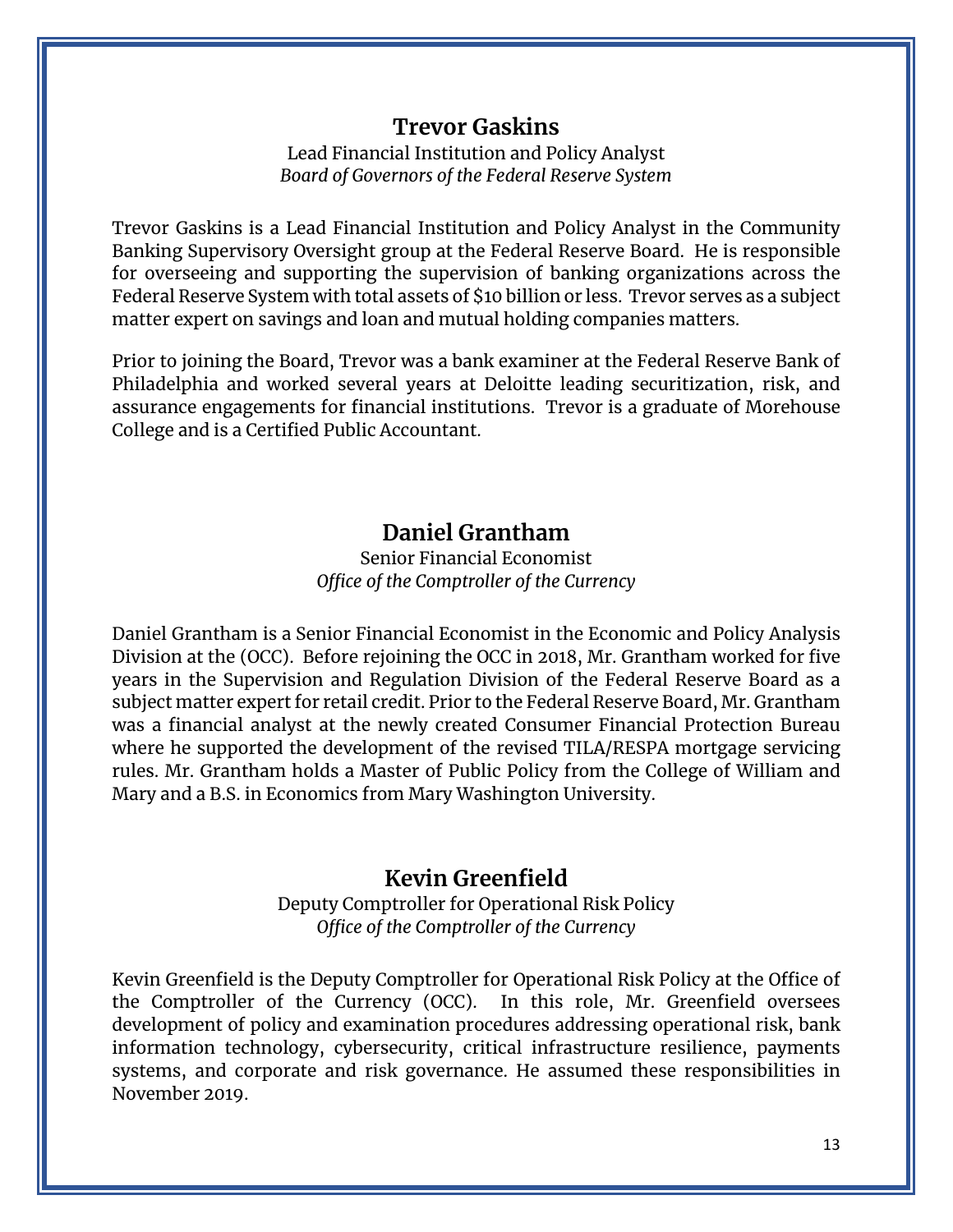## Trevor Gaskins

Lead Financial Institution and Policy Analyst
*Board of Governors of the Federal Reserve System*

Trevor Gaskins is a Lead Financial Institution and Policy Analyst in the Community Banking Supervisory Oversight group at the Federal Reserve Board. He is responsible for overseeing and supporting the supervision of banking organizations across the Federal Reserve System with total assets of $10 billion or less. Trevor serves as a subject matter expert on savings and loan and mutual holding companies matters.

Prior to joining the Board, Trevor was a bank examiner at the Federal Reserve Bank of Philadelphia and worked several years at Deloitte leading securitization, risk, and assurance engagements for financial institutions. Trevor is a graduate of Morehouse College and is a Certified Public Accountant.

## Daniel Grantham

Senior Financial Economist
*Office of the Comptroller of the Currency*

Daniel Grantham is a Senior Financial Economist in the Economic and Policy Analysis Division at the (OCC). Before rejoining the OCC in 2018, Mr. Grantham worked for five years in the Supervision and Regulation Division of the Federal Reserve Board as a subject matter expert for retail credit. Prior to the Federal Reserve Board, Mr. Grantham was a financial analyst at the newly created Consumer Financial Protection Bureau where he supported the development of the revised TILA/RESPA mortgage servicing rules. Mr. Grantham holds a Master of Public Policy from the College of William and Mary and a B.S. in Economics from Mary Washington University.

## Kevin Greenfield

Deputy Comptroller for Operational Risk Policy
*Office of the Comptroller of the Currency*

Kevin Greenfield is the Deputy Comptroller for Operational Risk Policy at the Office of the Comptroller of the Currency (OCC). In this role, Mr. Greenfield oversees development of policy and examination procedures addressing operational risk, bank information technology, cybersecurity, critical infrastructure resilience, payments systems, and corporate and risk governance. He assumed these responsibilities in November 2019.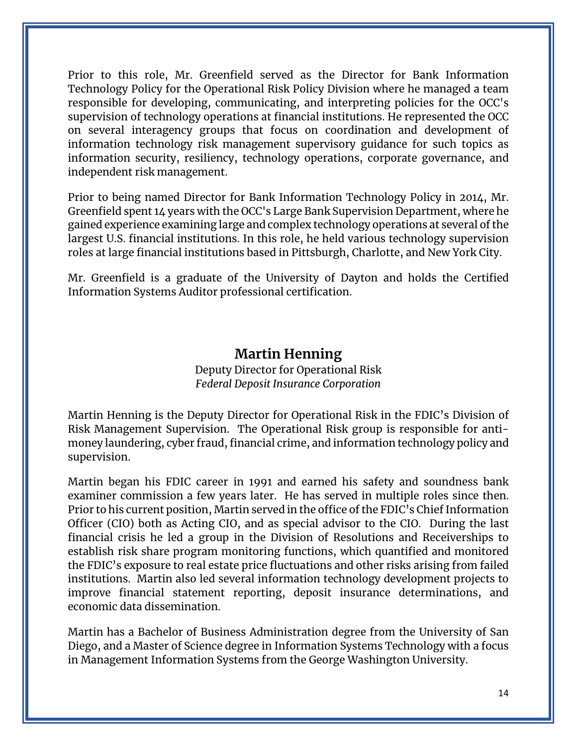Prior to this role, Mr. Greenfield served as the Director for Bank Information Technology Policy for the Operational Risk Policy Division where he managed a team responsible for developing, communicating, and interpreting policies for the OCC's supervision of technology operations at financial institutions. He represented the OCC on several interagency groups that focus on coordination and development of information technology risk management supervisory guidance for such topics as information security, resiliency, technology operations, corporate governance, and independent risk management.

Prior to being named Director for Bank Information Technology Policy in 2014, Mr. Greenfield spent 14 years with the OCC's Large Bank Supervision Department, where he gained experience examining large and complex technology operations at several of the largest U.S. financial institutions. In this role, he held various technology supervision roles at large financial institutions based in Pittsburgh, Charlotte, and New York City.

Mr. Greenfield is a graduate of the University of Dayton and holds the Certified Information Systems Auditor professional certification.

## Martin Henning

Deputy Director for Operational Risk
*Federal Deposit Insurance Corporation*

Martin Henning is the Deputy Director for Operational Risk in the FDIC's Division of Risk Management Supervision. The Operational Risk group is responsible for anti-money laundering, cyber fraud, financial crime, and information technology policy and supervision.

Martin began his FDIC career in 1991 and earned his safety and soundness bank examiner commission a few years later. He has served in multiple roles since then. Prior to his current position, Martin served in the office of the FDIC's Chief Information Officer (CIO) both as Acting CIO, and as special advisor to the CIO. During the last financial crisis he led a group in the Division of Resolutions and Receiverships to establish risk share program monitoring functions, which quantified and monitored the FDIC's exposure to real estate price fluctuations and other risks arising from failed institutions. Martin also led several information technology development projects to improve financial statement reporting, deposit insurance determinations, and economic data dissemination.

Martin has a Bachelor of Business Administration degree from the University of San Diego, and a Master of Science degree in Information Systems Technology with a focus in Management Information Systems from the George Washington University.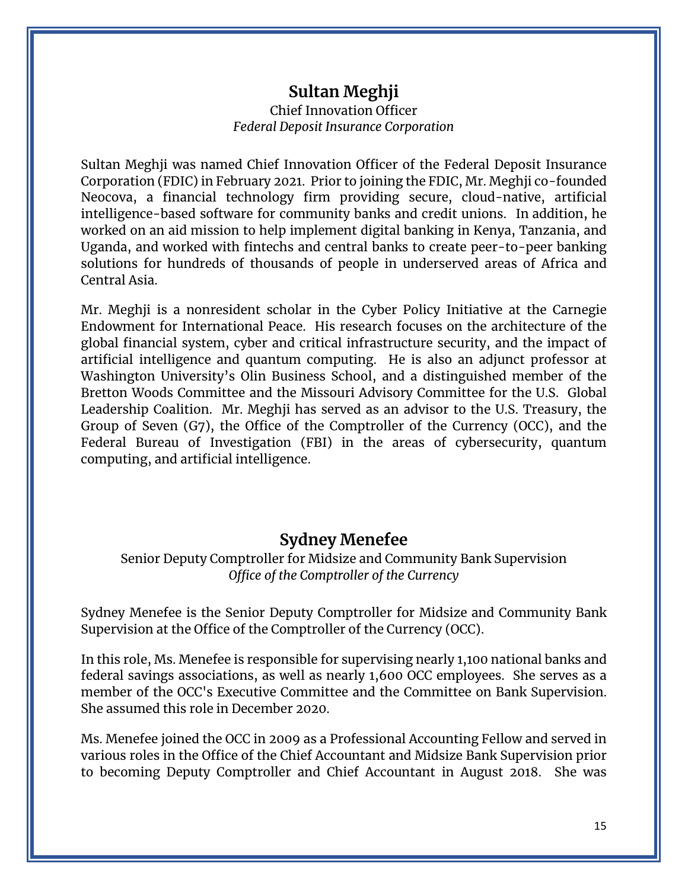## Sultan Meghji

Chief Innovation Officer
*Federal Deposit Insurance Corporation*

Sultan Meghji was named Chief Innovation Officer of the Federal Deposit Insurance Corporation (FDIC) in February 2021. Prior to joining the FDIC, Mr. Meghji co-founded Neocova, a financial technology firm providing secure, cloud-native, artificial intelligence-based software for community banks and credit unions. In addition, he worked on an aid mission to help implement digital banking in Kenya, Tanzania, and Uganda, and worked with fintechs and central banks to create peer-to-peer banking solutions for hundreds of thousands of people in underserved areas of Africa and Central Asia.

Mr. Meghji is a nonresident scholar in the Cyber Policy Initiative at the Carnegie Endowment for International Peace. His research focuses on the architecture of the global financial system, cyber and critical infrastructure security, and the impact of artificial intelligence and quantum computing. He is also an adjunct professor at Washington University's Olin Business School, and a distinguished member of the Bretton Woods Committee and the Missouri Advisory Committee for the U.S. Global Leadership Coalition. Mr. Meghji has served as an advisor to the U.S. Treasury, the Group of Seven (G7), the Office of the Comptroller of the Currency (OCC), and the Federal Bureau of Investigation (FBI) in the areas of cybersecurity, quantum computing, and artificial intelligence.

## Sydney Menefee

Senior Deputy Comptroller for Midsize and Community Bank Supervision
*Office of the Comptroller of the Currency*

Sydney Menefee is the Senior Deputy Comptroller for Midsize and Community Bank Supervision at the Office of the Comptroller of the Currency (OCC).

In this role, Ms. Menefee is responsible for supervising nearly 1,100 national banks and federal savings associations, as well as nearly 1,600 OCC employees. She serves as a member of the OCC's Executive Committee and the Committee on Bank Supervision. She assumed this role in December 2020.

Ms. Menefee joined the OCC in 2009 as a Professional Accounting Fellow and served in various roles in the Office of the Chief Accountant and Midsize Bank Supervision prior to becoming Deputy Comptroller and Chief Accountant in August 2018. She was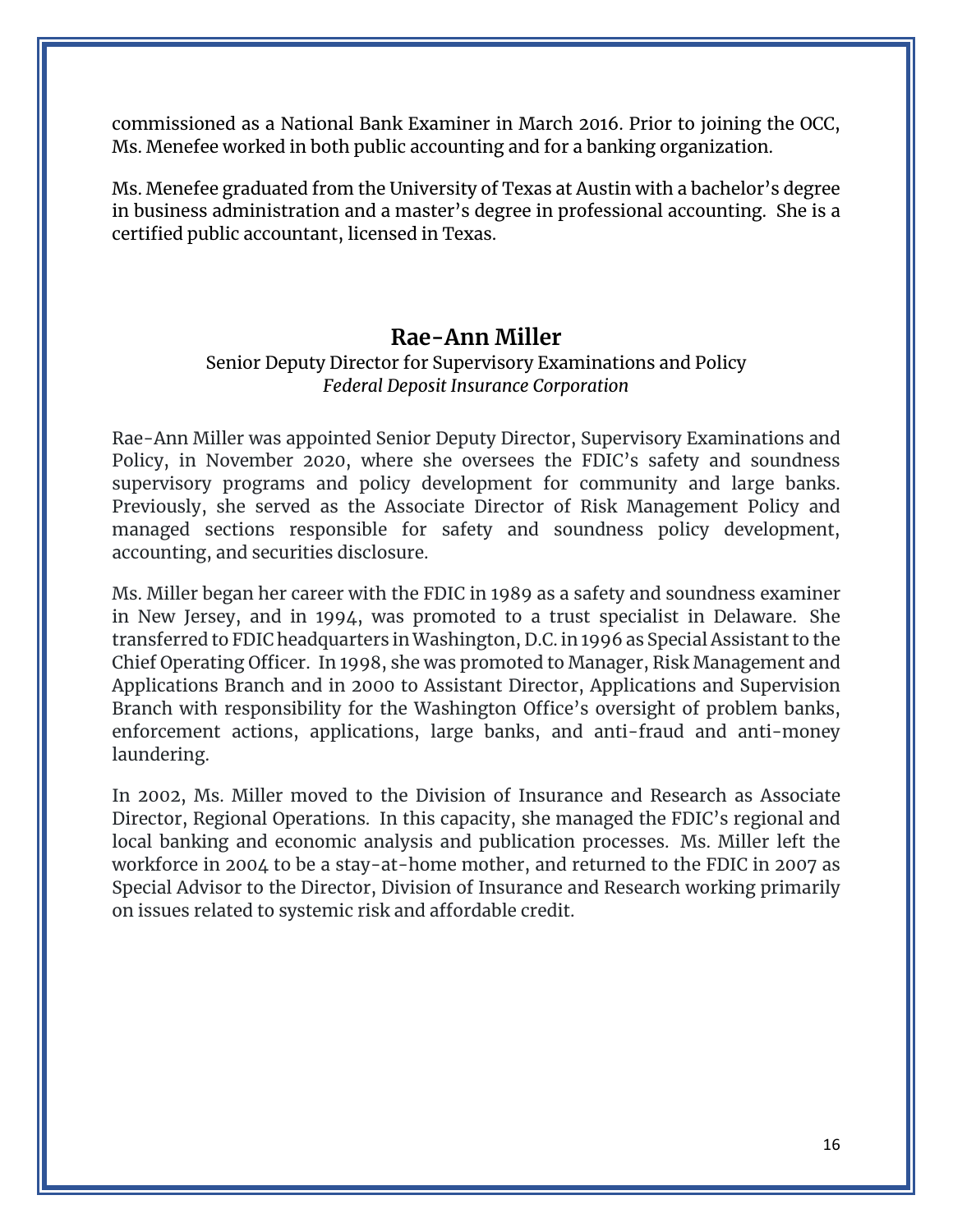commissioned as a National Bank Examiner in March 2016. Prior to joining the OCC, Ms. Menefee worked in both public accounting and for a banking organization.

Ms. Menefee graduated from the University of Texas at Austin with a bachelor's degree in business administration and a master's degree in professional accounting. She is a certified public accountant, licensed in Texas.

## Rae-Ann Miller

Senior Deputy Director for Supervisory Examinations and Policy
*Federal Deposit Insurance Corporation*

Rae-Ann Miller was appointed Senior Deputy Director, Supervisory Examinations and Policy, in November 2020, where she oversees the FDIC's safety and soundness supervisory programs and policy development for community and large banks. Previously, she served as the Associate Director of Risk Management Policy and managed sections responsible for safety and soundness policy development, accounting, and securities disclosure.

Ms. Miller began her career with the FDIC in 1989 as a safety and soundness examiner in New Jersey, and in 1994, was promoted to a trust specialist in Delaware. She transferred to FDIC headquarters in Washington, D.C. in 1996 as Special Assistant to the Chief Operating Officer. In 1998, she was promoted to Manager, Risk Management and Applications Branch and in 2000 to Assistant Director, Applications and Supervision Branch with responsibility for the Washington Office's oversight of problem banks, enforcement actions, applications, large banks, and anti-fraud and anti-money laundering.

In 2002, Ms. Miller moved to the Division of Insurance and Research as Associate Director, Regional Operations. In this capacity, she managed the FDIC's regional and local banking and economic analysis and publication processes. Ms. Miller left the workforce in 2004 to be a stay-at-home mother, and returned to the FDIC in 2007 as Special Advisor to the Director, Division of Insurance and Research working primarily on issues related to systemic risk and affordable credit.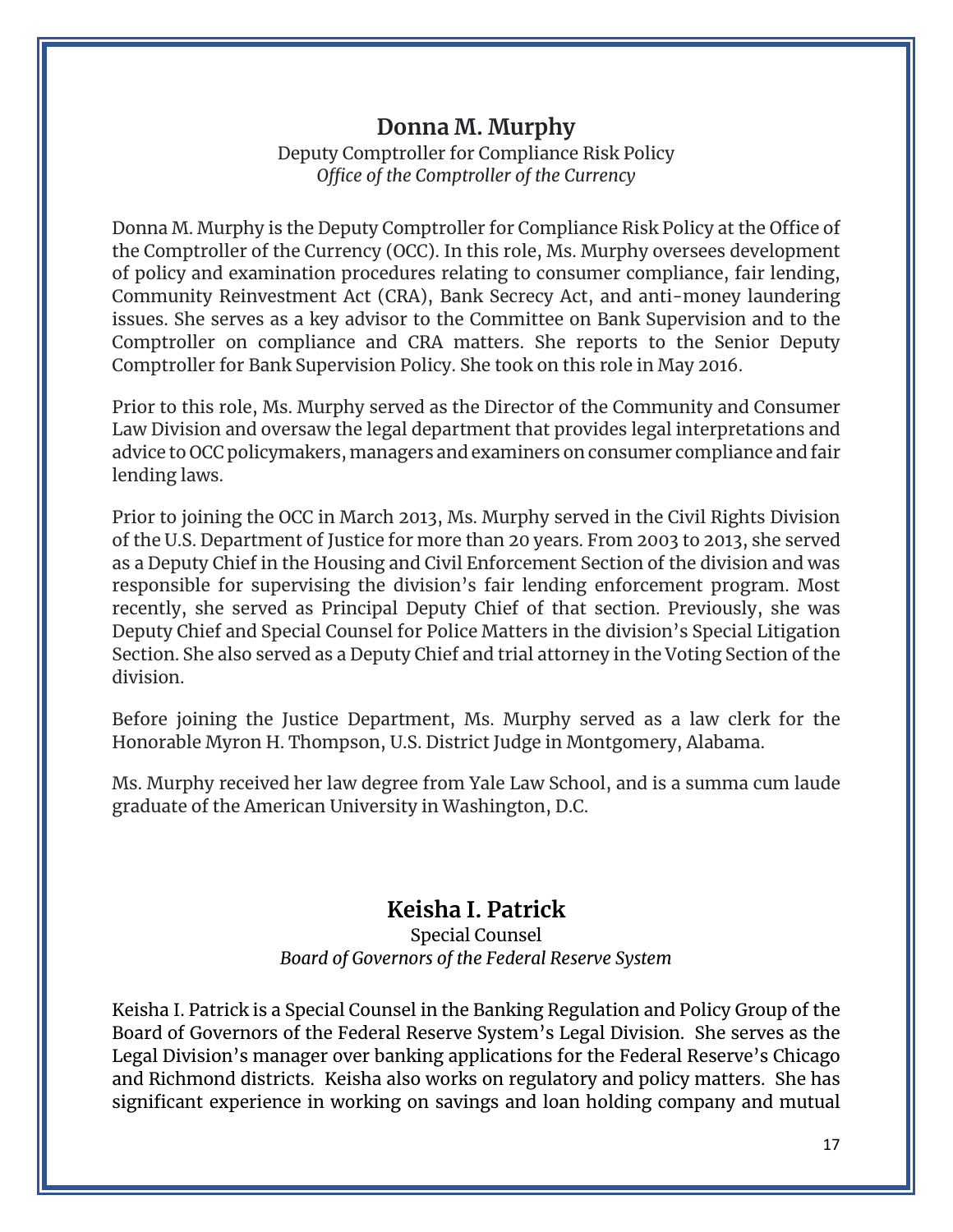## Donna M. Murphy

Deputy Comptroller for Compliance Risk Policy
*Office of the Comptroller of the Currency*

Donna M. Murphy is the Deputy Comptroller for Compliance Risk Policy at the Office of the Comptroller of the Currency (OCC). In this role, Ms. Murphy oversees development of policy and examination procedures relating to consumer compliance, fair lending, Community Reinvestment Act (CRA), Bank Secrecy Act, and anti-money laundering issues. She serves as a key advisor to the Committee on Bank Supervision and to the Comptroller on compliance and CRA matters. She reports to the Senior Deputy Comptroller for Bank Supervision Policy. She took on this role in May 2016.

Prior to this role, Ms. Murphy served as the Director of the Community and Consumer Law Division and oversaw the legal department that provides legal interpretations and advice to OCC policymakers, managers and examiners on consumer compliance and fair lending laws.

Prior to joining the OCC in March 2013, Ms. Murphy served in the Civil Rights Division of the U.S. Department of Justice for more than 20 years. From 2003 to 2013, she served as a Deputy Chief in the Housing and Civil Enforcement Section of the division and was responsible for supervising the division's fair lending enforcement program. Most recently, she served as Principal Deputy Chief of that section. Previously, she was Deputy Chief and Special Counsel for Police Matters in the division's Special Litigation Section. She also served as a Deputy Chief and trial attorney in the Voting Section of the division.

Before joining the Justice Department, Ms. Murphy served as a law clerk for the Honorable Myron H. Thompson, U.S. District Judge in Montgomery, Alabama.

Ms. Murphy received her law degree from Yale Law School, and is a summa cum laude graduate of the American University in Washington, D.C.

## Keisha I. Patrick

Special Counsel
*Board of Governors of the Federal Reserve System*

Keisha I. Patrick is a Special Counsel in the Banking Regulation and Policy Group of the Board of Governors of the Federal Reserve System's Legal Division. She serves as the Legal Division's manager over banking applications for the Federal Reserve's Chicago and Richmond districts. Keisha also works on regulatory and policy matters. She has significant experience in working on savings and loan holding company and mutual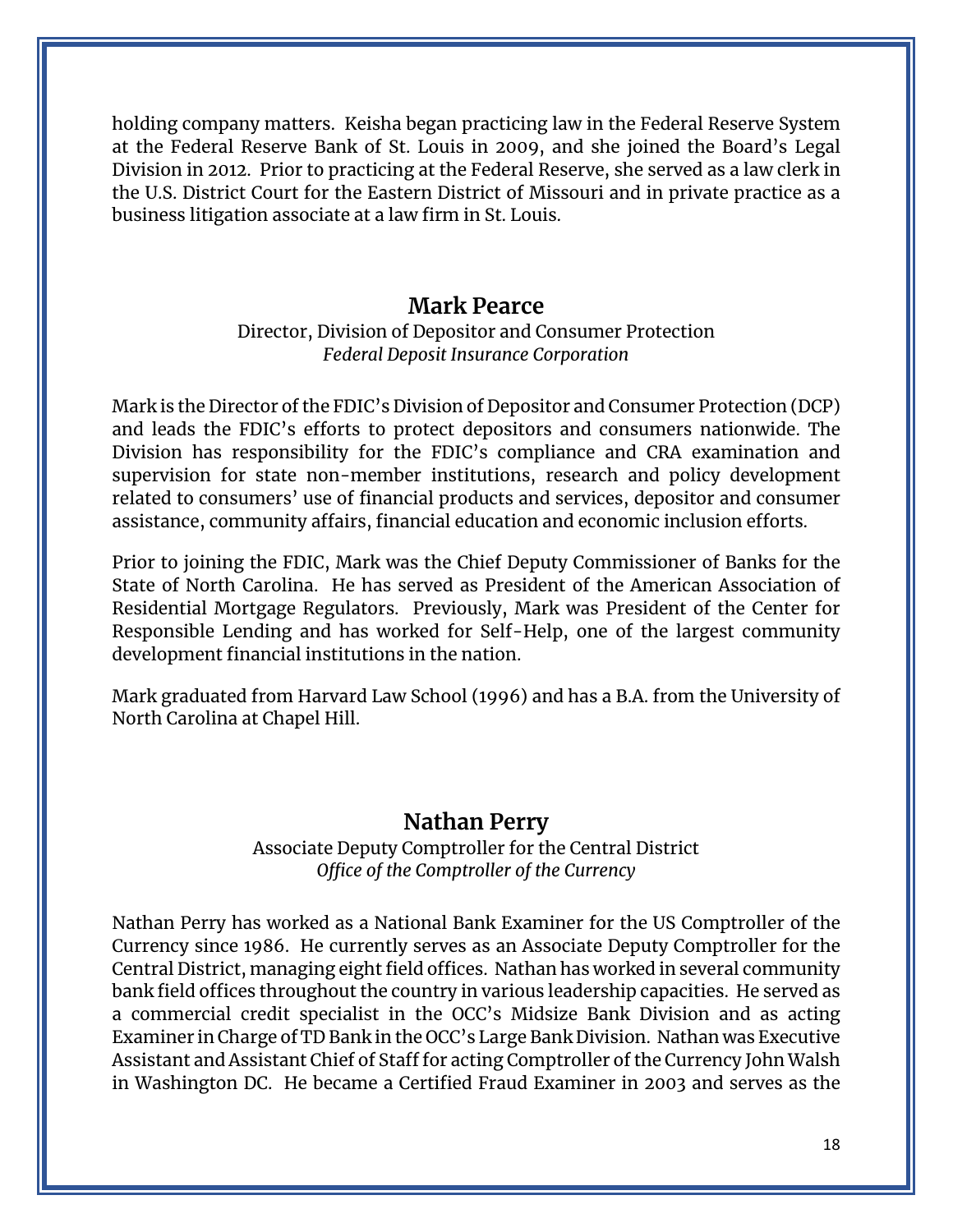holding company matters. Keisha began practicing law in the Federal Reserve System at the Federal Reserve Bank of St. Louis in 2009, and she joined the Board's Legal Division in 2012. Prior to practicing at the Federal Reserve, she served as a law clerk in the U.S. District Court for the Eastern District of Missouri and in private practice as a business litigation associate at a law firm in St. Louis.

## Mark Pearce

Director, Division of Depositor and Consumer Protection
*Federal Deposit Insurance Corporation*

Mark is the Director of the FDIC's Division of Depositor and Consumer Protection (DCP) and leads the FDIC's efforts to protect depositors and consumers nationwide. The Division has responsibility for the FDIC's compliance and CRA examination and supervision for state non-member institutions, research and policy development related to consumers' use of financial products and services, depositor and consumer assistance, community affairs, financial education and economic inclusion efforts.

Prior to joining the FDIC, Mark was the Chief Deputy Commissioner of Banks for the State of North Carolina. He has served as President of the American Association of Residential Mortgage Regulators. Previously, Mark was President of the Center for Responsible Lending and has worked for Self-Help, one of the largest community development financial institutions in the nation.

Mark graduated from Harvard Law School (1996) and has a B.A. from the University of North Carolina at Chapel Hill.

## Nathan Perry

Associate Deputy Comptroller for the Central District
*Office of the Comptroller of the Currency*

Nathan Perry has worked as a National Bank Examiner for the US Comptroller of the Currency since 1986. He currently serves as an Associate Deputy Comptroller for the Central District, managing eight field offices. Nathan has worked in several community bank field offices throughout the country in various leadership capacities. He served as a commercial credit specialist in the OCC's Midsize Bank Division and as acting Examiner in Charge of TD Bank in the OCC's Large Bank Division. Nathan was Executive Assistant and Assistant Chief of Staff for acting Comptroller of the Currency John Walsh in Washington DC. He became a Certified Fraud Examiner in 2003 and serves as the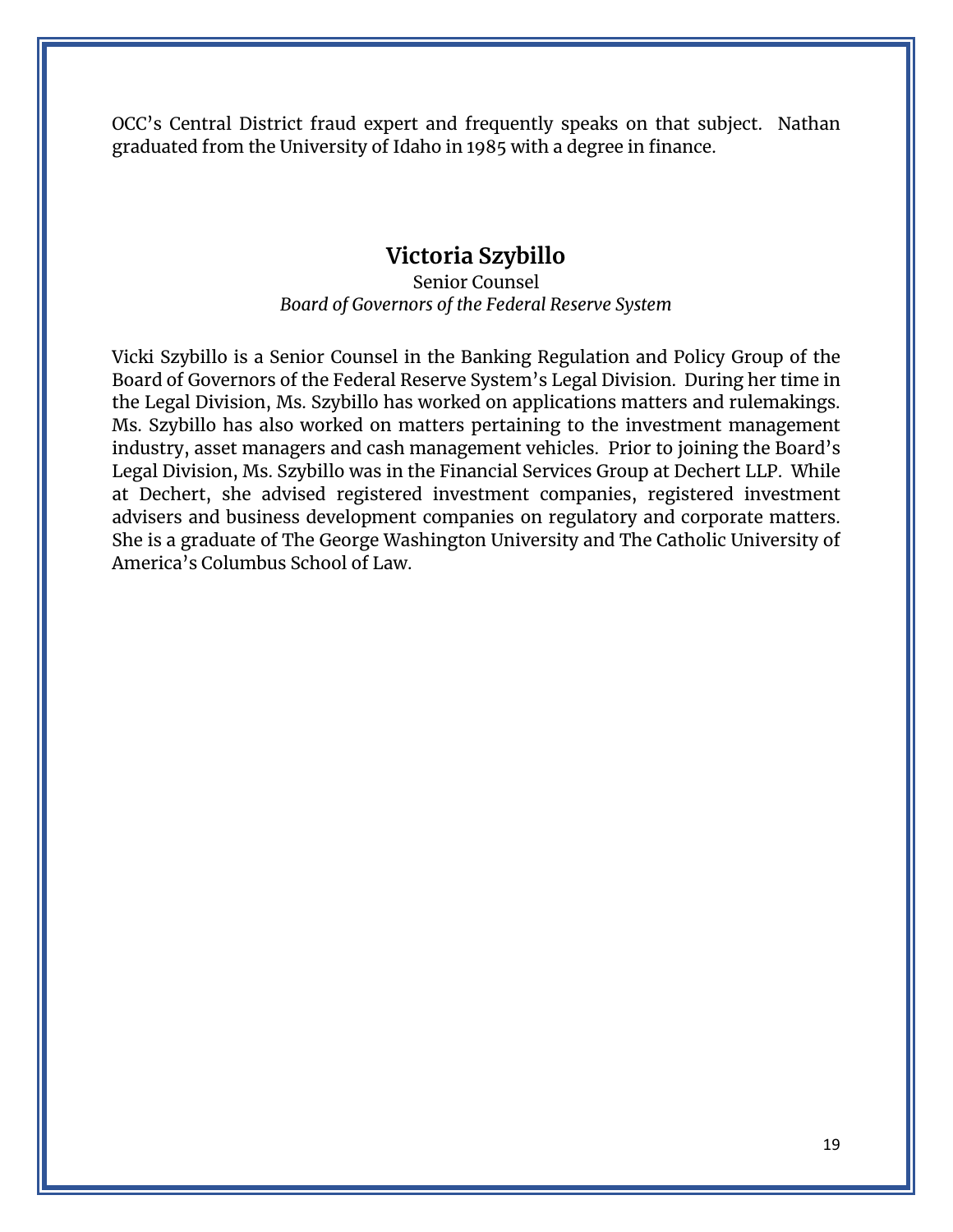OCC's Central District fraud expert and frequently speaks on that subject. Nathan graduated from the University of Idaho in 1985 with a degree in finance.

## Victoria Szybillo

Senior Counsel

*Board of Governors of the Federal Reserve System*

Vicki Szybillo is a Senior Counsel in the Banking Regulation and Policy Group of the Board of Governors of the Federal Reserve System's Legal Division. During her time in the Legal Division, Ms. Szybillo has worked on applications matters and rulemakings. Ms. Szybillo has also worked on matters pertaining to the investment management industry, asset managers and cash management vehicles. Prior to joining the Board's Legal Division, Ms. Szybillo was in the Financial Services Group at Dechert LLP. While at Dechert, she advised registered investment companies, registered investment advisers and business development companies on regulatory and corporate matters. She is a graduate of The George Washington University and The Catholic University of America's Columbus School of Law.